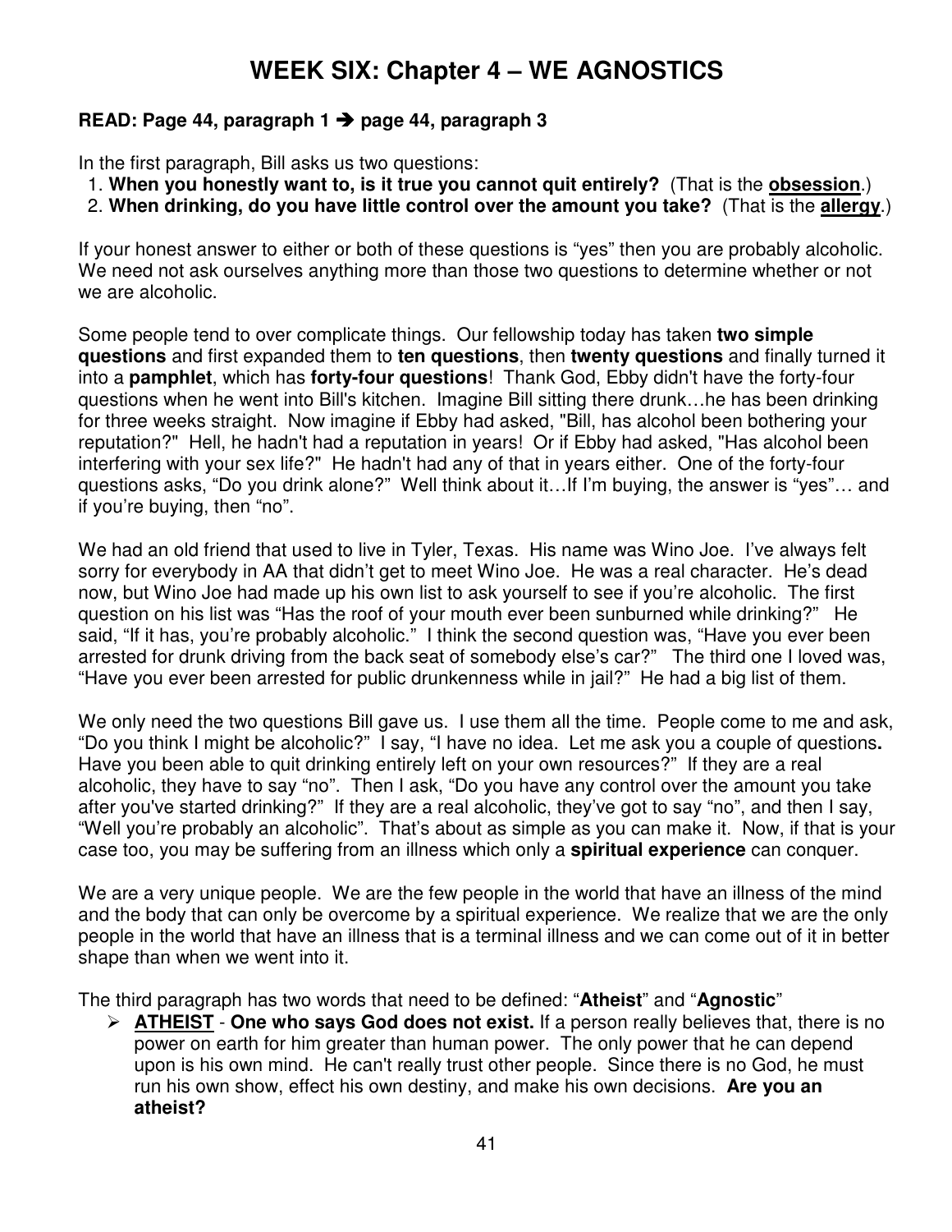# WEEK SIX: Chapter 4 – WE AGNOSTICS

**READ: Page 44, paragraph 1 ➔ page 44, paragraph 3**

In the first paragraph, Bill asks us two questions:

1. **When you honestly want to, is it true you cannot quit entirely?** (That is the **obsession**.)
2. **When drinking, do you have little control over the amount you take?** (That is the **allergy**.)

If your honest answer to either or both of these questions is "yes" then you are probably alcoholic. We need not ask ourselves anything more than those two questions to determine whether or not we are alcoholic.

Some people tend to over complicate things. Our fellowship today has taken **two simple questions** and first expanded them to **ten questions**, then **twenty questions** and finally turned it into a **pamphlet**, which has **forty-four questions**! Thank God, Ebby didn't have the forty-four questions when he went into Bill's kitchen. Imagine Bill sitting there drunk…he has been drinking for three weeks straight. Now imagine if Ebby had asked, "Bill, has alcohol been bothering your reputation?" Hell, he hadn't had a reputation in years! Or if Ebby had asked, "Has alcohol been interfering with your sex life?" He hadn't had any of that in years either. One of the forty-four questions asks, "Do you drink alone?" Well think about it…If I'm buying, the answer is "yes"… and if you're buying, then "no".

We had an old friend that used to live in Tyler, Texas. His name was Wino Joe. I've always felt sorry for everybody in AA that didn't get to meet Wino Joe. He was a real character. He's dead now, but Wino Joe had made up his own list to ask yourself to see if you're alcoholic. The first question on his list was "Has the roof of your mouth ever been sunburned while drinking?" He said, "If it has, you're probably alcoholic." I think the second question was, "Have you ever been arrested for drunk driving from the back seat of somebody else's car?" The third one I loved was, "Have you ever been arrested for public drunkenness while in jail?" He had a big list of them.

We only need the two questions Bill gave us. I use them all the time. People come to me and ask, "Do you think I might be alcoholic?" I say, "I have no idea. Let me ask you a couple of questions**.** Have you been able to quit drinking entirely left on your own resources?" If they are a real alcoholic, they have to say "no". Then I ask, "Do you have any control over the amount you take after you've started drinking?" If they are a real alcoholic, they've got to say "no", and then I say, "Well you're probably an alcoholic". That's about as simple as you can make it. Now, if that is your case too, you may be suffering from an illness which only a **spiritual experience** can conquer.

We are a very unique people. We are the few people in the world that have an illness of the mind and the body that can only be overcome by a spiritual experience. We realize that we are the only people in the world that have an illness that is a terminal illness and we can come out of it in better shape than when we went into it.

The third paragraph has two words that need to be defined: "**Atheist**" and "**Agnostic**"

- **ATHEIST** - **One who says God does not exist.** If a person really believes that, there is no power on earth for him greater than human power. The only power that he can depend upon is his own mind. He can't really trust other people. Since there is no God, he must run his own show, effect his own destiny, and make his own decisions. **Are you an atheist?**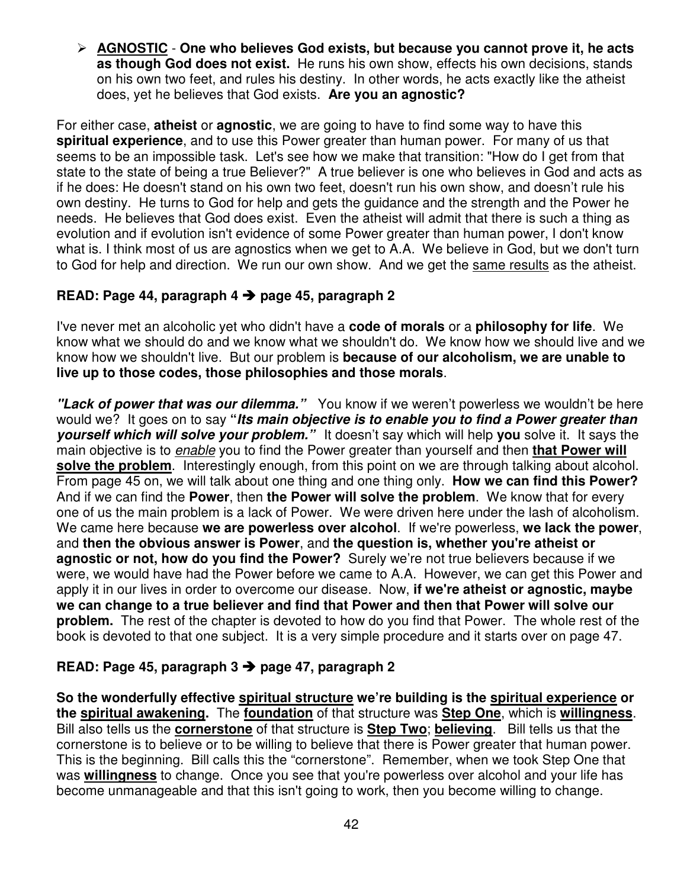- **AGNOSTIC** - **One who believes God exists, but because you cannot prove it, he acts as though God does not exist.** He runs his own show, effects his own decisions, stands on his own two feet, and rules his destiny. In other words, he acts exactly like the atheist does, yet he believes that God exists. **Are you an agnostic?**

For either case, **atheist** or **agnostic**, we are going to have to find some way to have this **spiritual experience**, and to use this Power greater than human power. For many of us that seems to be an impossible task. Let's see how we make that transition: "How do I get from that state to the state of being a true Believer?" A true believer is one who believes in God and acts as if he does: He doesn't stand on his own two feet, doesn't run his own show, and doesn't rule his own destiny. He turns to God for help and gets the guidance and the strength and the Power he needs. He believes that God does exist. Even the atheist will admit that there is such a thing as evolution and if evolution isn't evidence of some Power greater than human power, I don't know what is. I think most of us are agnostics when we get to A.A. We believe in God, but we don't turn to God for help and direction. We run our own show. And we get the <u>same results</u> as the atheist.

### READ: Page 44, paragraph 4 ➔ page 45, paragraph 2

I've never met an alcoholic yet who didn't have a **code of morals** or a **philosophy for life**. We know what we should do and we know what we shouldn't do. We know how we should live and we know how we shouldn't live. But our problem is **because of our alcoholism, we are unable to live up to those codes, those philosophies and those morals**.

***"Lack of power that was our dilemma."*** You know if we weren't powerless we wouldn't be here would we? It goes on to say **"*Its main objective is to enable you to find a Power greater than yourself which will solve your problem.*"** It doesn't say which will help **you** solve it. It says the main objective is to *<u>enable</u>* you to find the Power greater than yourself and then **<u>that Power will solve the problem</u>**. Interestingly enough, from this point on we are through talking about alcohol. From page 45 on, we will talk about one thing and one thing only. **How we can find this Power?** And if we can find the **Power**, then **the Power will solve the problem**. We know that for every one of us the main problem is a lack of Power. We were driven here under the lash of alcoholism. We came here because **we are powerless over alcohol**. If we're powerless, **we lack the power**, and **then the obvious answer is Power**, and **the question is, whether you're atheist or agnostic or not, how do you find the Power?** Surely we're not true believers because if we were, we would have had the Power before we came to A.A. However, we can get this Power and apply it in our lives in order to overcome our disease. Now, **if we're atheist or agnostic, maybe we can change to a true believer and find that Power and then that Power will solve our problem.** The rest of the chapter is devoted to how do you find that Power. The whole rest of the book is devoted to that one subject. It is a very simple procedure and it starts over on page 47.

### READ: Page 45, paragraph 3 ➔ page 47, paragraph 2

**So the wonderfully effective <u>spiritual structure</u> we're building is the <u>spiritual experience</u> or the <u>spiritual awakening</u>.** The **<u>foundation</u>** of that structure was **<u>Step One</u>**, which is **<u>willingness</u>**. Bill also tells us the **<u>cornerstone</u>** of that structure is **<u>Step Two</u>**; **<u>believing</u>**. Bill tells us that the cornerstone is to believe or to be willing to believe that there is Power greater that human power. This is the beginning. Bill calls this the "cornerstone". Remember, when we took Step One that was **<u>willingness</u>** to change. Once you see that you're powerless over alcohol and your life has become unmanageable and that this isn't going to work, then you become willing to change.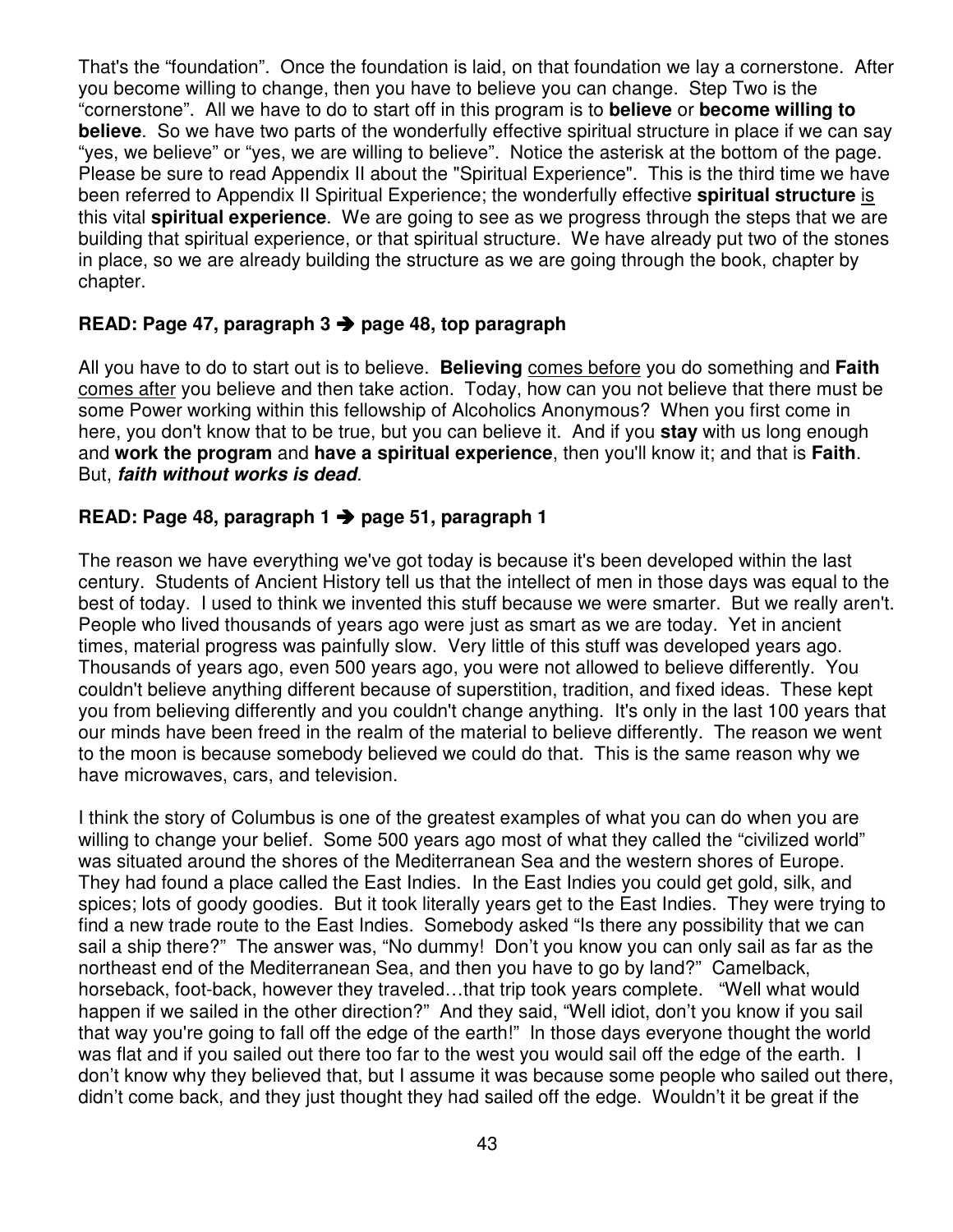That's the "foundation". Once the foundation is laid, on that foundation we lay a cornerstone. After you become willing to change, then you have to believe you can change. Step Two is the "cornerstone". All we have to do to start off in this program is to **believe** or **become willing to believe**. So we have two parts of the wonderfully effective spiritual structure in place if we can say "yes, we believe" or "yes, we are willing to believe". Notice the asterisk at the bottom of the page. Please be sure to read Appendix II about the "Spiritual Experience". This is the third time we have been referred to Appendix II Spiritual Experience; the wonderfully effective **spiritual structure** <u>is</u> this vital **spiritual experience**. We are going to see as we progress through the steps that we are building that spiritual experience, or that spiritual structure. We have already put two of the stones in place, so we are already building the structure as we are going through the book, chapter by chapter.

**READ: Page 47, paragraph 3 ➔ page 48, top paragraph**

All you have to do to start out is to believe. **Believing** <u>comes before</u> you do something and **Faith** <u>comes after</u> you believe and then take action. Today, how can you not believe that there must be some Power working within this fellowship of Alcoholics Anonymous? When you first come in here, you don't know that to be true, but you can believe it. And if you **stay** with us long enough and **work the program** and **have a spiritual experience**, then you'll know it; and that is **Faith**. But, ***faith without works is dead***.

**READ: Page 48, paragraph 1 ➔ page 51, paragraph 1**

The reason we have everything we've got today is because it's been developed within the last century. Students of Ancient History tell us that the intellect of men in those days was equal to the best of today. I used to think we invented this stuff because we were smarter. But we really aren't. People who lived thousands of years ago were just as smart as we are today. Yet in ancient times, material progress was painfully slow. Very little of this stuff was developed years ago. Thousands of years ago, even 500 years ago, you were not allowed to believe differently. You couldn't believe anything different because of superstition, tradition, and fixed ideas. These kept you from believing differently and you couldn't change anything. It's only in the last 100 years that our minds have been freed in the realm of the material to believe differently. The reason we went to the moon is because somebody believed we could do that. This is the same reason why we have microwaves, cars, and television.

I think the story of Columbus is one of the greatest examples of what you can do when you are willing to change your belief. Some 500 years ago most of what they called the "civilized world" was situated around the shores of the Mediterranean Sea and the western shores of Europe. They had found a place called the East Indies. In the East Indies you could get gold, silk, and spices; lots of goody goodies. But it took literally years get to the East Indies. They were trying to find a new trade route to the East Indies. Somebody asked "Is there any possibility that we can sail a ship there?" The answer was, "No dummy! Don't you know you can only sail as far as the northeast end of the Mediterranean Sea, and then you have to go by land?" Camelback, horseback, foot-back, however they traveled…that trip took years complete. "Well what would happen if we sailed in the other direction?" And they said, "Well idiot, don't you know if you sail that way you're going to fall off the edge of the earth!" In those days everyone thought the world was flat and if you sailed out there too far to the west you would sail off the edge of the earth. I don't know why they believed that, but I assume it was because some people who sailed out there, didn't come back, and they just thought they had sailed off the edge. Wouldn't it be great if the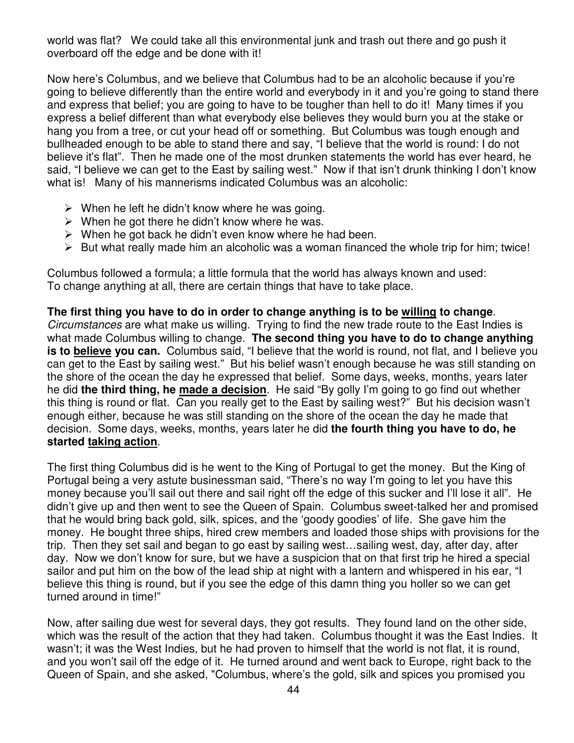world was flat? We could take all this environmental junk and trash out there and go push it overboard off the edge and be done with it!

Now here's Columbus, and we believe that Columbus had to be an alcoholic because if you're going to believe differently than the entire world and everybody in it and you're going to stand there and express that belief; you are going to have to be tougher than hell to do it! Many times if you express a belief different than what everybody else believes they would burn you at the stake or hang you from a tree, or cut your head off or something. But Columbus was tough enough and bullheaded enough to be able to stand there and say, "I believe that the world is round: I do not believe it's flat". Then he made one of the most drunken statements the world has ever heard, he said, "I believe we can get to the East by sailing west." Now if that isn't drunk thinking I don't know what is! Many of his mannerisms indicated Columbus was an alcoholic:

- When he left he didn't know where he was going.
- When he got there he didn't know where he was.
- When he got back he didn't even know where he had been.
- But what really made him an alcoholic was a woman financed the whole trip for him; twice!

Columbus followed a formula; a little formula that the world has always known and used:
To change anything at all, there are certain things that have to take place.

**The first thing you have to do in order to change anything is to be <u>willing</u> to change**. *Circumstances* are what make us willing. Trying to find the new trade route to the East Indies is what made Columbus willing to change. **The second thing you have to do to change anything is to <u>believe</u> you can.** Columbus said, "I believe that the world is round, not flat, and I believe you can get to the East by sailing west." But his belief wasn't enough because he was still standing on the shore of the ocean the day he expressed that belief. Some days, weeks, months, years later he did **the third thing, he <u>made a decision</u>**. He said "By golly I'm going to go find out whether this thing is round or flat. Can you really get to the East by sailing west?" But his decision wasn't enough either, because he was still standing on the shore of the ocean the day he made that decision. Some days, weeks, months, years later he did **the fourth thing you have to do, he started <u>taking action</u>**.

The first thing Columbus did is he went to the King of Portugal to get the money. But the King of Portugal being a very astute businessman said, "There's no way I'm going to let you have this money because you'll sail out there and sail right off the edge of this sucker and I'll lose it all". He didn't give up and then went to see the Queen of Spain. Columbus sweet-talked her and promised that he would bring back gold, silk, spices, and the 'goody goodies' of life. She gave him the money. He bought three ships, hired crew members and loaded those ships with provisions for the trip. Then they set sail and began to go east by sailing west…sailing west, day, after day, after day. Now we don't know for sure, but we have a suspicion that on that first trip he hired a special sailor and put him on the bow of the lead ship at night with a lantern and whispered in his ear, "I believe this thing is round, but if you see the edge of this damn thing you holler so we can get turned around in time!"

Now, after sailing due west for several days, they got results. They found land on the other side, which was the result of the action that they had taken. Columbus thought it was the East Indies. It wasn't; it was the West Indies, but he had proven to himself that the world is not flat, it is round, and you won't sail off the edge of it. He turned around and went back to Europe, right back to the Queen of Spain, and she asked, "Columbus, where's the gold, silk and spices you promised you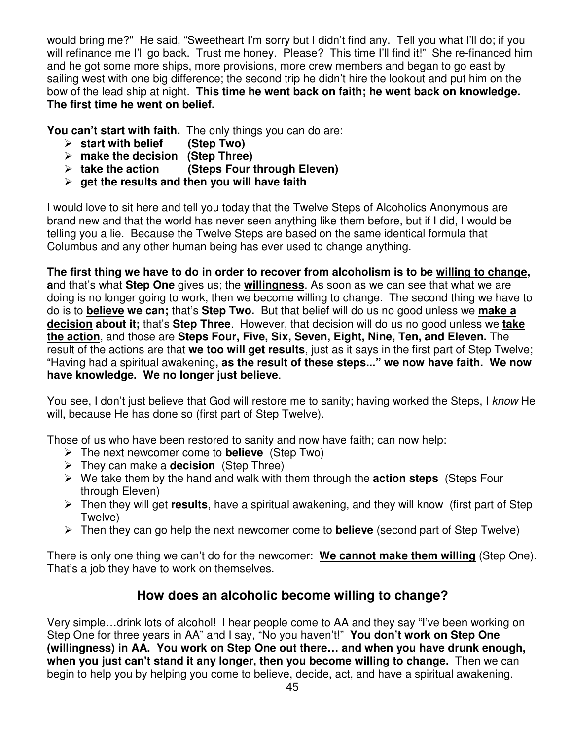would bring me?" He said, "Sweetheart I'm sorry but I didn't find any. Tell you what I'll do; if you will refinance me I'll go back. Trust me honey. Please? This time I'll find it!" She re-financed him and he got some more ships, more provisions, more crew members and began to go east by sailing west with one big difference; the second trip he didn't hire the lookout and put him on the bow of the lead ship at night. **This time he went back on faith; he went back on knowledge. The first time he went on belief.**

**You can't start with faith.** The only things you can do are:

- **start with belief (Step Two)**
- **make the decision (Step Three)**
- **take the action (Steps Four through Eleven)**
- **get the results and then you will have faith**

I would love to sit here and tell you today that the Twelve Steps of Alcoholics Anonymous are brand new and that the world has never seen anything like them before, but if I did, I would be telling you a lie. Because the Twelve Steps are based on the same identical formula that Columbus and any other human being has ever used to change anything.

**The first thing we have to do in order to recover from alcoholism is to be <u>willing to change</u>, a**nd that's what **Step One** gives us; the **<u>willingness</u>**. As soon as we can see that what we are doing is no longer going to work, then we become willing to change. The second thing we have to do is to **<u>believe</u> we can;** that's **Step Two.** But that belief will do us no good unless we **<u>make a decision</u> about it;** that's **Step Three**. However, that decision will do us no good unless we **<u>take the action</u>**, and those are **Steps Four, Five, Six, Seven, Eight, Nine, Ten, and Eleven.** The result of the actions are that **we too will get results**, just as it says in the first part of Step Twelve; "Having had a spiritual awakening**, as the result of these steps..." we now have faith. We now have knowledge. We no longer just believe**.

You see, I don't just believe that God will restore me to sanity; having worked the Steps, I *know* He will, because He has done so (first part of Step Twelve).

Those of us who have been restored to sanity and now have faith; can now help:

- The next newcomer come to **believe** (Step Two)
- They can make a **decision** (Step Three)
- We take them by the hand and walk with them through the **action steps** (Steps Four through Eleven)
- Then they will get **results**, have a spiritual awakening, and they will know (first part of Step Twelve)
- Then they can go help the next newcomer come to **believe** (second part of Step Twelve)

There is only one thing we can't do for the newcomer: **<u>We cannot make them willing</u>** (Step One). That's a job they have to work on themselves.

## How does an alcoholic become willing to change?

Very simple…drink lots of alcohol! I hear people come to AA and they say "I've been working on Step One for three years in AA" and I say, "No you haven't!" **You don't work on Step One (willingness) in AA. You work on Step One out there… and when you have drunk enough, when you just can't stand it any longer, then you become willing to change.** Then we can begin to help you by helping you come to believe, decide, act, and have a spiritual awakening.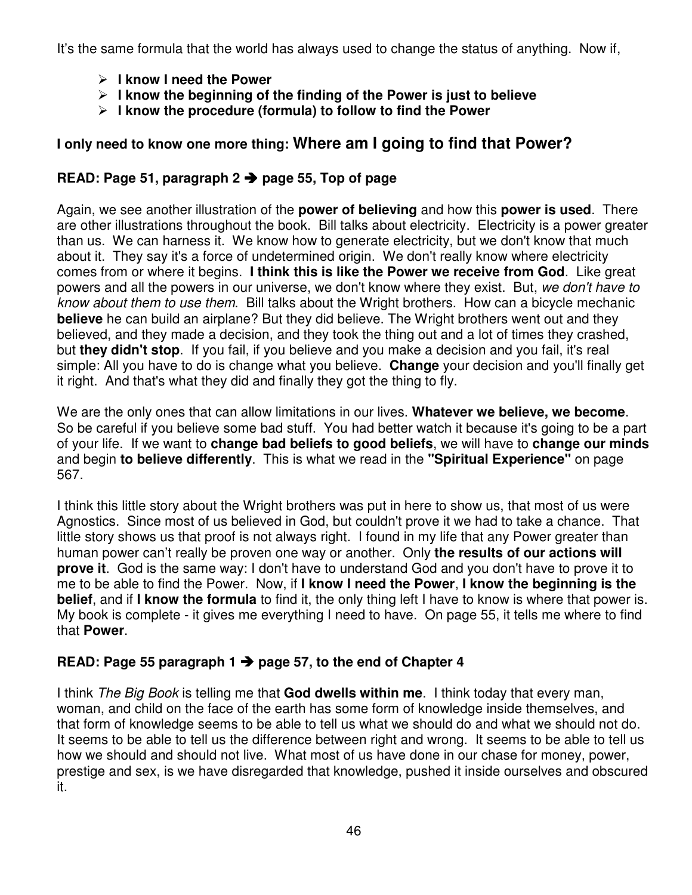It's the same formula that the world has always used to change the status of anything. Now if,

- **I know I need the Power**
- **I know the beginning of the finding of the Power is just to believe**
- **I know the procedure (formula) to follow to find the Power**

**I only need to know one more thing: Where am I going to find that Power?**

**READ: Page 51, paragraph 2 ➔ page 55, Top of page**

Again, we see another illustration of the **power of believing** and how this **power is used**. There are other illustrations throughout the book. Bill talks about electricity. Electricity is a power greater than us. We can harness it. We know how to generate electricity, but we don't know that much about it. They say it's a force of undetermined origin. We don't really know where electricity comes from or where it begins. **I think this is like the Power we receive from God**. Like great powers and all the powers in our universe, we don't know where they exist. But, *we don't have to know about them to use them*. Bill talks about the Wright brothers. How can a bicycle mechanic **believe** he can build an airplane? But they did believe. The Wright brothers went out and they believed, and they made a decision, and they took the thing out and a lot of times they crashed, but **they didn't stop**. If you fail, if you believe and you make a decision and you fail, it's real simple: All you have to do is change what you believe. **Change** your decision and you'll finally get it right. And that's what they did and finally they got the thing to fly.

We are the only ones that can allow limitations in our lives. **Whatever we believe, we become**. So be careful if you believe some bad stuff. You had better watch it because it's going to be a part of your life. If we want to **change bad beliefs to good beliefs**, we will have to **change our minds** and begin **to believe differently**. This is what we read in the **"Spiritual Experience"** on page 567.

I think this little story about the Wright brothers was put in here to show us, that most of us were Agnostics. Since most of us believed in God, but couldn't prove it we had to take a chance. That little story shows us that proof is not always right. I found in my life that any Power greater than human power can't really be proven one way or another. Only **the results of our actions will prove it**. God is the same way: I don't have to understand God and you don't have to prove it to me to be able to find the Power. Now, if **I know I need the Power**, **I know the beginning is the belief**, and if **I know the formula** to find it, the only thing left I have to know is where that power is. My book is complete - it gives me everything I need to have. On page 55, it tells me where to find that **Power**.

**READ: Page 55 paragraph 1 ➔ page 57, to the end of Chapter 4**

I think *The Big Book* is telling me that **God dwells within me**. I think today that every man, woman, and child on the face of the earth has some form of knowledge inside themselves, and that form of knowledge seems to be able to tell us what we should do and what we should not do. It seems to be able to tell us the difference between right and wrong. It seems to be able to tell us how we should and should not live. What most of us have done in our chase for money, power, prestige and sex, is we have disregarded that knowledge, pushed it inside ourselves and obscured it.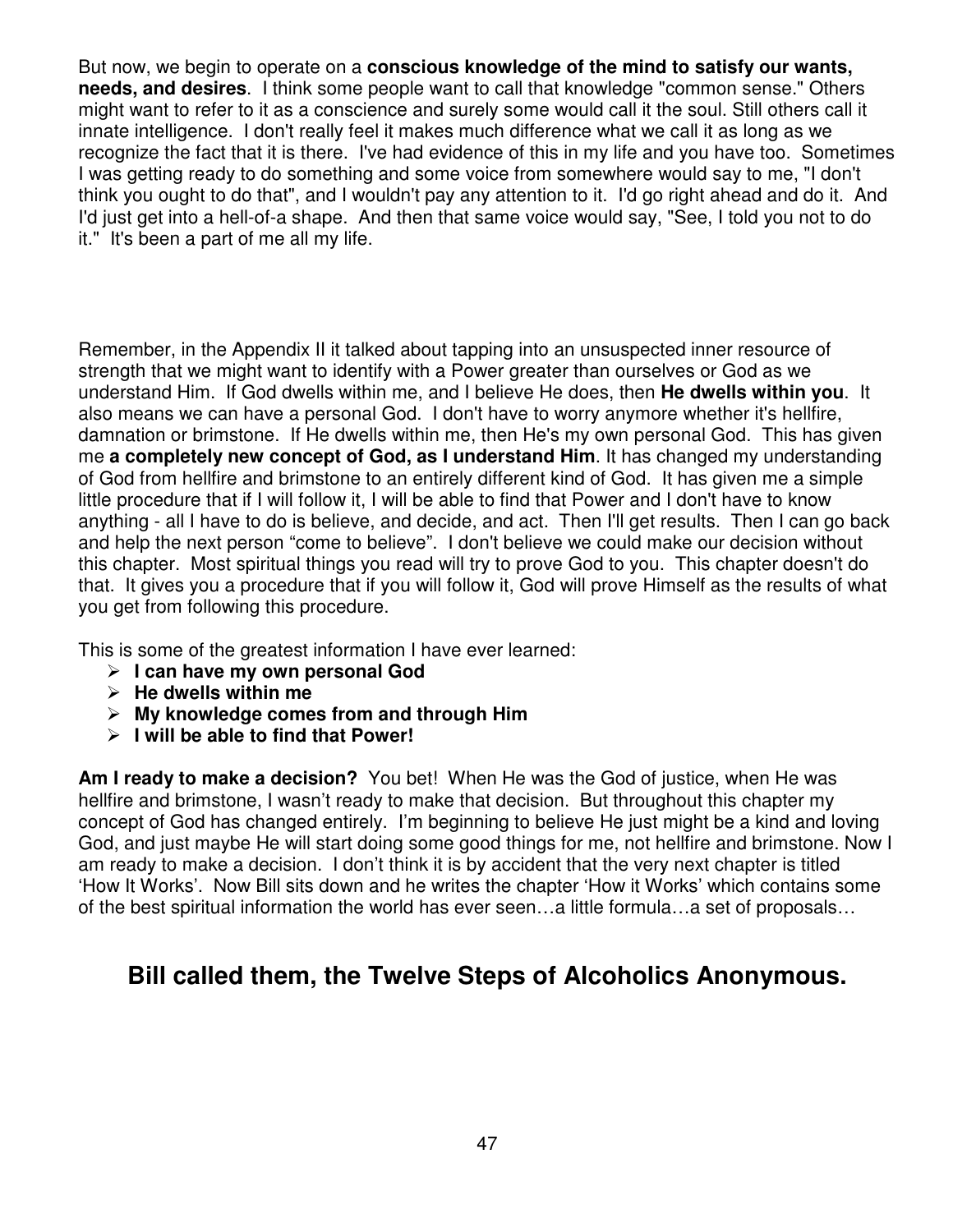But now, we begin to operate on a **conscious knowledge of the mind to satisfy our wants, needs, and desires**. I think some people want to call that knowledge "common sense." Others might want to refer to it as a conscience and surely some would call it the soul. Still others call it innate intelligence. I don't really feel it makes much difference what we call it as long as we recognize the fact that it is there. I've had evidence of this in my life and you have too. Sometimes I was getting ready to do something and some voice from somewhere would say to me, "I don't think you ought to do that", and I wouldn't pay any attention to it. I'd go right ahead and do it. And I'd just get into a hell-of-a shape. And then that same voice would say, "See, I told you not to do it." It's been a part of me all my life.

Remember, in the Appendix II it talked about tapping into an unsuspected inner resource of strength that we might want to identify with a Power greater than ourselves or God as we understand Him. If God dwells within me, and I believe He does, then **He dwells within you**. It also means we can have a personal God. I don't have to worry anymore whether it's hellfire, damnation or brimstone. If He dwells within me, then He's my own personal God. This has given me **a completely new concept of God, as I understand Him**. It has changed my understanding of God from hellfire and brimstone to an entirely different kind of God. It has given me a simple little procedure that if I will follow it, I will be able to find that Power and I don't have to know anything - all I have to do is believe, and decide, and act. Then I'll get results. Then I can go back and help the next person "come to believe". I don't believe we could make our decision without this chapter. Most spiritual things you read will try to prove God to you. This chapter doesn't do that. It gives you a procedure that if you will follow it, God will prove Himself as the results of what you get from following this procedure.

This is some of the greatest information I have ever learned:

- **I can have my own personal God**
- **He dwells within me**
- **My knowledge comes from and through Him**
- **I will be able to find that Power!**

**Am I ready to make a decision?** You bet! When He was the God of justice, when He was hellfire and brimstone, I wasn't ready to make that decision. But throughout this chapter my concept of God has changed entirely. I'm beginning to believe He just might be a kind and loving God, and just maybe He will start doing some good things for me, not hellfire and brimstone. Now I am ready to make a decision. I don't think it is by accident that the very next chapter is titled 'How It Works'. Now Bill sits down and he writes the chapter 'How it Works' which contains some of the best spiritual information the world has ever seen…a little formula…a set of proposals…

## Bill called them, the Twelve Steps of Alcoholics Anonymous.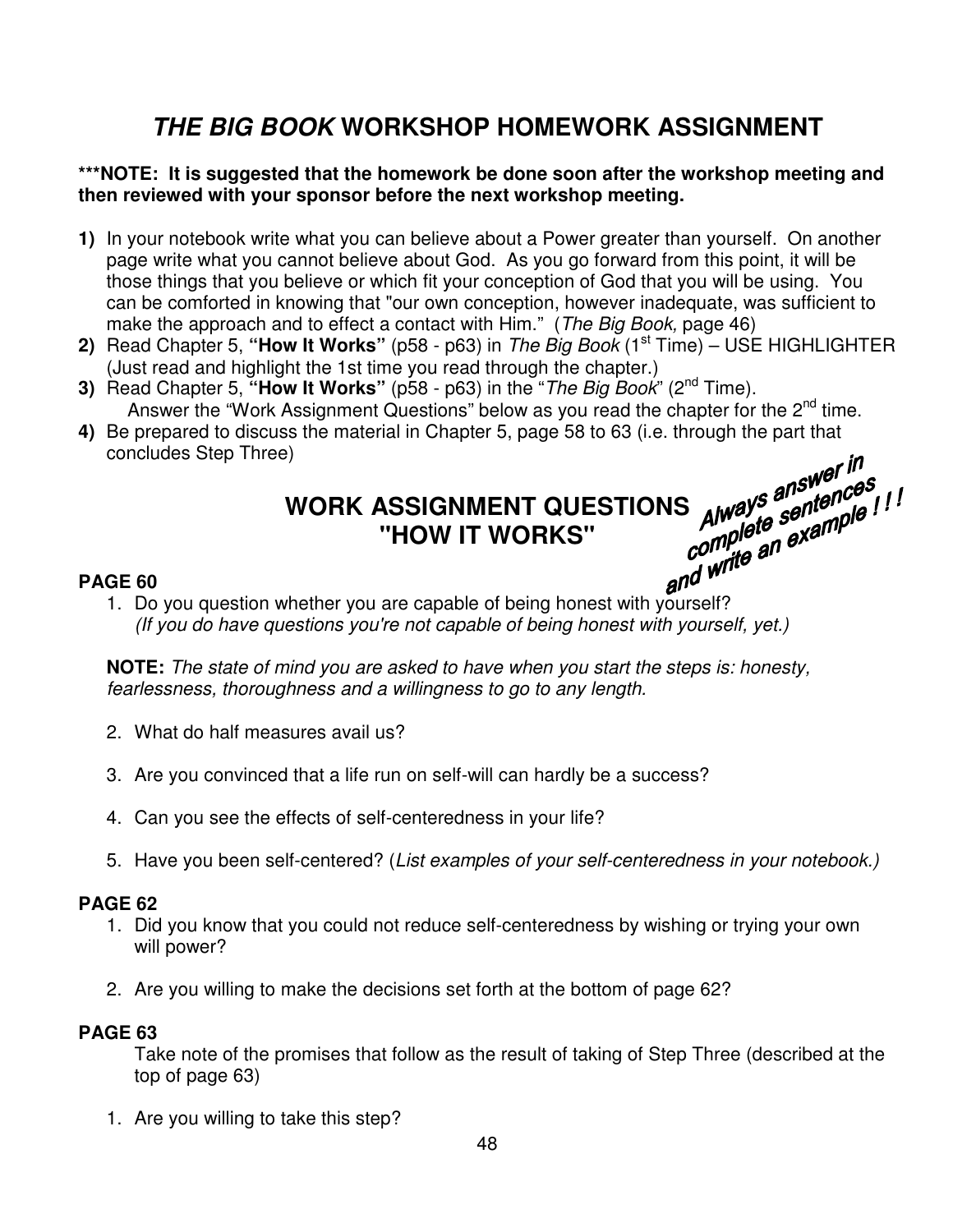# *THE BIG BOOK* WORKSHOP HOMEWORK ASSIGNMENT

**\*\*\*NOTE: It is suggested that the homework be done soon after the workshop meeting and then reviewed with your sponsor before the next workshop meeting.**

**1)** In your notebook write what you can believe about a Power greater than yourself. On another page write what you cannot believe about God. As you go forward from this point, it will be those things that you believe or which fit your conception of God that you will be using. You can be comforted in knowing that "our own conception, however inadequate, was sufficient to make the approach and to effect a contact with Him." (*The Big Book,* page 46)

**2)** Read Chapter 5, **"How It Works"** (p58 - p63) in *The Big Book* (1st Time) – USE HIGHLIGHTER (Just read and highlight the 1st time you read through the chapter.)

**3)** Read Chapter 5, **"How It Works"** (p58 - p63) in the "*The Big Book*" (2nd Time). Answer the "Work Assignment Questions" below as you read the chapter for the 2nd time.

**4)** Be prepared to discuss the material in Chapter 5, page 58 to 63 (i.e. through the part that concludes Step Three)

## WORK ASSIGNMENT QUESTIONS "HOW IT WORKS"

***Always answer in complete sentences and write an example ! ! !***

### PAGE 60

1. Do you question whether you are capable of being honest with yourself?
   *(If you do have questions you're not capable of being honest with yourself, yet.)*

   **NOTE:** *The state of mind you are asked to have when you start the steps is: honesty, fearlessness, thoroughness and a willingness to go to any length.*

2. What do half measures avail us?

3. Are you convinced that a life run on self-will can hardly be a success?

4. Can you see the effects of self-centeredness in your life?

5. Have you been self-centered? (*List examples of your self-centeredness in your notebook.)*

### PAGE 62

1. Did you know that you could not reduce self-centeredness by wishing or trying your own will power?

2. Are you willing to make the decisions set forth at the bottom of page 62?

### PAGE 63

Take note of the promises that follow as the result of taking of Step Three (described at the top of page 63)

1. Are you willing to take this step?